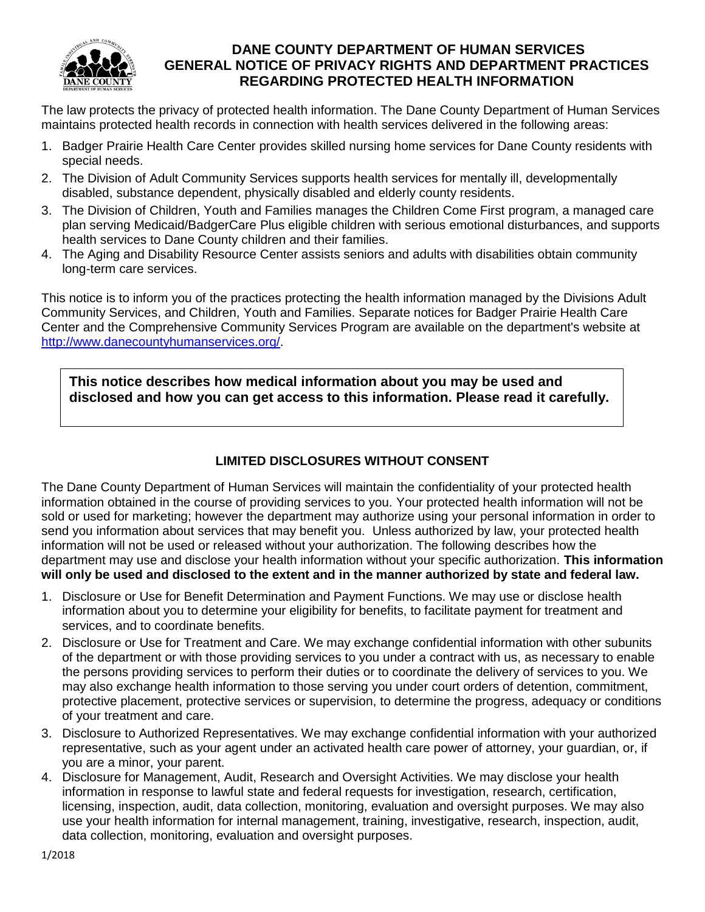# DANE COUNTY DEPARTMENT OF HUMAN SERVICES
# GENERAL NOTICE OF PRIVACY RIGHTS AND DEPARTMENT PRACTICES REGARDING PROTECTED HEALTH INFORMATION

The law protects the privacy of protected health information. The Dane County Department of Human Services maintains protected health records in connection with health services delivered in the following areas:

1. Badger Prairie Health Care Center provides skilled nursing home services for Dane County residents with special needs.
2. The Division of Adult Community Services supports health services for mentally ill, developmentally disabled, substance dependent, physically disabled and elderly county residents.
3. The Division of Children, Youth and Families manages the Children Come First program, a managed care plan serving Medicaid/BadgerCare Plus eligible children with serious emotional disturbances, and supports health services to Dane County children and their families.
4. The Aging and Disability Resource Center assists seniors and adults with disabilities obtain community long-term care services.

This notice is to inform you of the practices protecting the health information managed by the Divisions Adult Community Services, and Children, Youth and Families. Separate notices for Badger Prairie Health Care Center and the Comprehensive Community Services Program are available on the department's website at http://www.danecountyhumanservices.org/.

**This notice describes how medical information about you may be used and disclosed and how you can get access to this information. Please read it carefully.**

## LIMITED DISCLOSURES WITHOUT CONSENT

The Dane County Department of Human Services will maintain the confidentiality of your protected health information obtained in the course of providing services to you. Your protected health information will not be sold or used for marketing; however the department may authorize using your personal information in order to send you information about services that may benefit you. Unless authorized by law, your protected health information will not be used or released without your authorization. The following describes how the department may use and disclose your health information without your specific authorization. **This information will only be used and disclosed to the extent and in the manner authorized by state and federal law.**

1. Disclosure or Use for Benefit Determination and Payment Functions. We may use or disclose health information about you to determine your eligibility for benefits, to facilitate payment for treatment and services, and to coordinate benefits.
2. Disclosure or Use for Treatment and Care. We may exchange confidential information with other subunits of the department or with those providing services to you under a contract with us, as necessary to enable the persons providing services to perform their duties or to coordinate the delivery of services to you. We may also exchange health information to those serving you under court orders of detention, commitment, protective placement, protective services or supervision, to determine the progress, adequacy or conditions of your treatment and care.
3. Disclosure to Authorized Representatives. We may exchange confidential information with your authorized representative, such as your agent under an activated health care power of attorney, your guardian, or, if you are a minor, your parent.
4. Disclosure for Management, Audit, Research and Oversight Activities. We may disclose your health information in response to lawful state and federal requests for investigation, research, certification, licensing, inspection, audit, data collection, monitoring, evaluation and oversight purposes. We may also use your health information for internal management, training, investigative, research, inspection, audit, data collection, monitoring, evaluation and oversight purposes.

1/2018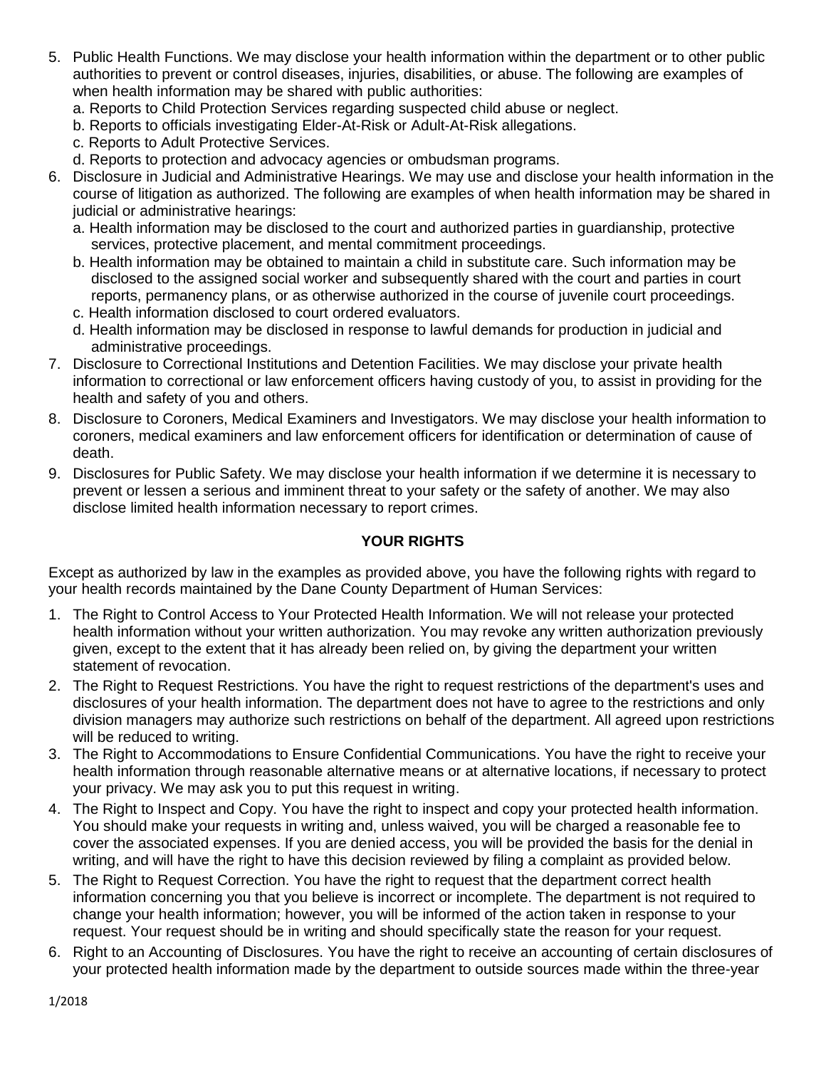5. Public Health Functions. We may disclose your health information within the department or to other public authorities to prevent or control diseases, injuries, disabilities, or abuse. The following are examples of when health information may be shared with public authorities:
   a. Reports to Child Protection Services regarding suspected child abuse or neglect.
   b. Reports to officials investigating Elder-At-Risk or Adult-At-Risk allegations.
   c. Reports to Adult Protective Services.
   d. Reports to protection and advocacy agencies or ombudsman programs.
6. Disclosure in Judicial and Administrative Hearings. We may use and disclose your health information in the course of litigation as authorized. The following are examples of when health information may be shared in judicial or administrative hearings:
   a. Health information may be disclosed to the court and authorized parties in guardianship, protective services, protective placement, and mental commitment proceedings.
   b. Health information may be obtained to maintain a child in substitute care. Such information may be disclosed to the assigned social worker and subsequently shared with the court and parties in court reports, permanency plans, or as otherwise authorized in the course of juvenile court proceedings.
   c. Health information disclosed to court ordered evaluators.
   d. Health information may be disclosed in response to lawful demands for production in judicial and administrative proceedings.
7. Disclosure to Correctional Institutions and Detention Facilities. We may disclose your private health information to correctional or law enforcement officers having custody of you, to assist in providing for the health and safety of you and others.
8. Disclosure to Coroners, Medical Examiners and Investigators. We may disclose your health information to coroners, medical examiners and law enforcement officers for identification or determination of cause of death.
9. Disclosures for Public Safety. We may disclose your health information if we determine it is necessary to prevent or lessen a serious and imminent threat to your safety or the safety of another. We may also disclose limited health information necessary to report crimes.

## YOUR RIGHTS

Except as authorized by law in the examples as provided above, you have the following rights with regard to your health records maintained by the Dane County Department of Human Services:

1. The Right to Control Access to Your Protected Health Information. We will not release your protected health information without your written authorization. You may revoke any written authorization previously given, except to the extent that it has already been relied on, by giving the department your written statement of revocation.
2. The Right to Request Restrictions. You have the right to request restrictions of the department's uses and disclosures of your health information. The department does not have to agree to the restrictions and only division managers may authorize such restrictions on behalf of the department. All agreed upon restrictions will be reduced to writing.
3. The Right to Accommodations to Ensure Confidential Communications. You have the right to receive your health information through reasonable alternative means or at alternative locations, if necessary to protect your privacy. We may ask you to put this request in writing.
4. The Right to Inspect and Copy. You have the right to inspect and copy your protected health information. You should make your requests in writing and, unless waived, you will be charged a reasonable fee to cover the associated expenses. If you are denied access, you will be provided the basis for the denial in writing, and will have the right to have this decision reviewed by filing a complaint as provided below.
5. The Right to Request Correction. You have the right to request that the department correct health information concerning you that you believe is incorrect or incomplete. The department is not required to change your health information; however, you will be informed of the action taken in response to your request. Your request should be in writing and should specifically state the reason for your request.
6. Right to an Accounting of Disclosures. You have the right to receive an accounting of certain disclosures of your protected health information made by the department to outside sources made within the three-year

1/2018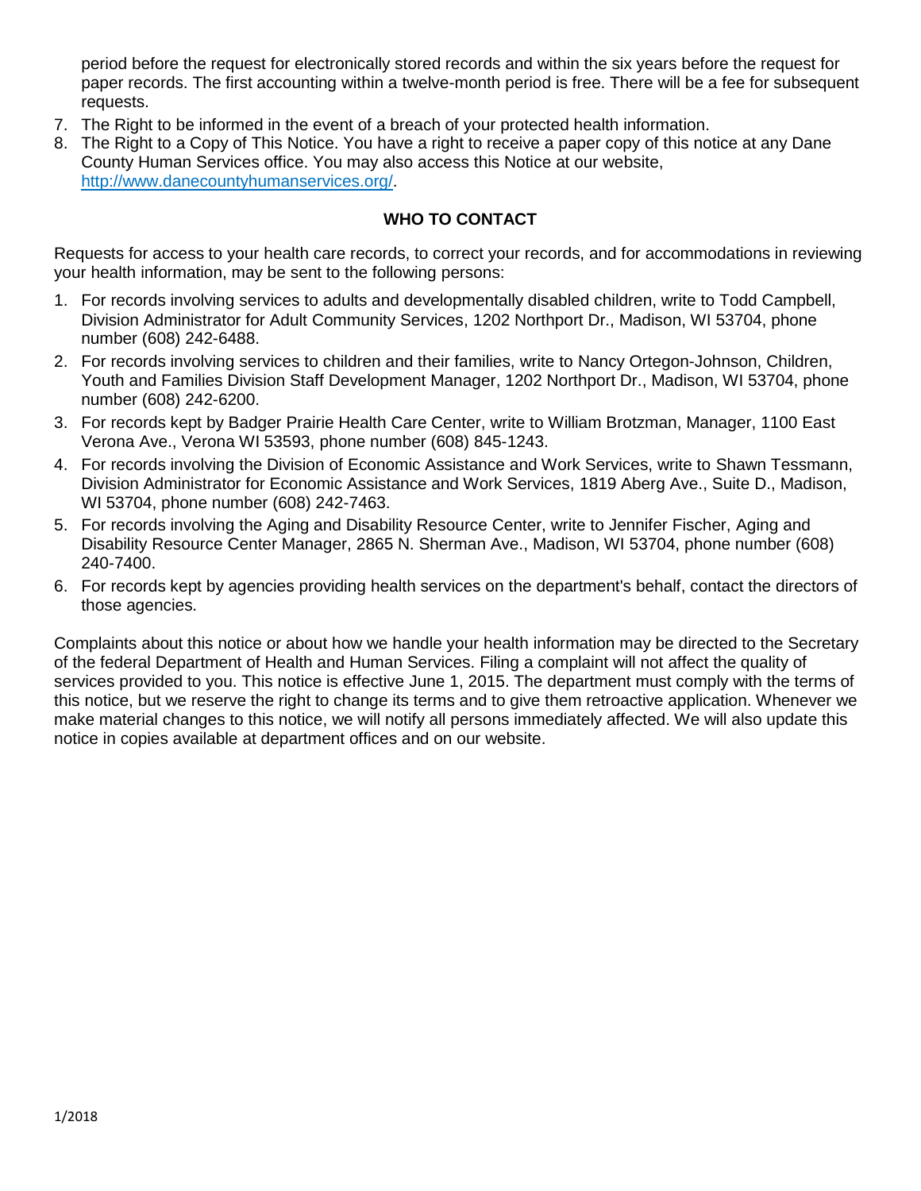period before the request for electronically stored records and within the six years before the request for paper records. The first accounting within a twelve-month period is free. There will be a fee for subsequent requests.

7. The Right to be informed in the event of a breach of your protected health information.
8. The Right to a Copy of This Notice. You have a right to receive a paper copy of this notice at any Dane County Human Services office. You may also access this Notice at our website, [http://www.danecountyhumanservices.org/](http://www.danecountyhumanservices.org/).

## WHO TO CONTACT

Requests for access to your health care records, to correct your records, and for accommodations in reviewing your health information, may be sent to the following persons:

1. For records involving services to adults and developmentally disabled children, write to Todd Campbell, Division Administrator for Adult Community Services, 1202 Northport Dr., Madison, WI 53704, phone number (608) 242-6488.
2. For records involving services to children and their families, write to Nancy Ortegon-Johnson, Children, Youth and Families Division Staff Development Manager, 1202 Northport Dr., Madison, WI 53704, phone number (608) 242-6200.
3. For records kept by Badger Prairie Health Care Center, write to William Brotzman, Manager, 1100 East Verona Ave., Verona WI 53593, phone number (608) 845-1243.
4. For records involving the Division of Economic Assistance and Work Services, write to Shawn Tessmann, Division Administrator for Economic Assistance and Work Services, 1819 Aberg Ave., Suite D., Madison, WI 53704, phone number (608) 242-7463.
5. For records involving the Aging and Disability Resource Center, write to Jennifer Fischer, Aging and Disability Resource Center Manager, 2865 N. Sherman Ave., Madison, WI 53704, phone number (608) 240-7400.
6. For records kept by agencies providing health services on the department's behalf, contact the directors of those agencies.

Complaints about this notice or about how we handle your health information may be directed to the Secretary of the federal Department of Health and Human Services. Filing a complaint will not affect the quality of services provided to you. This notice is effective June 1, 2015. The department must comply with the terms of this notice, but we reserve the right to change its terms and to give them retroactive application. Whenever we make material changes to this notice, we will notify all persons immediately affected. We will also update this notice in copies available at department offices and on our website.

1/2018